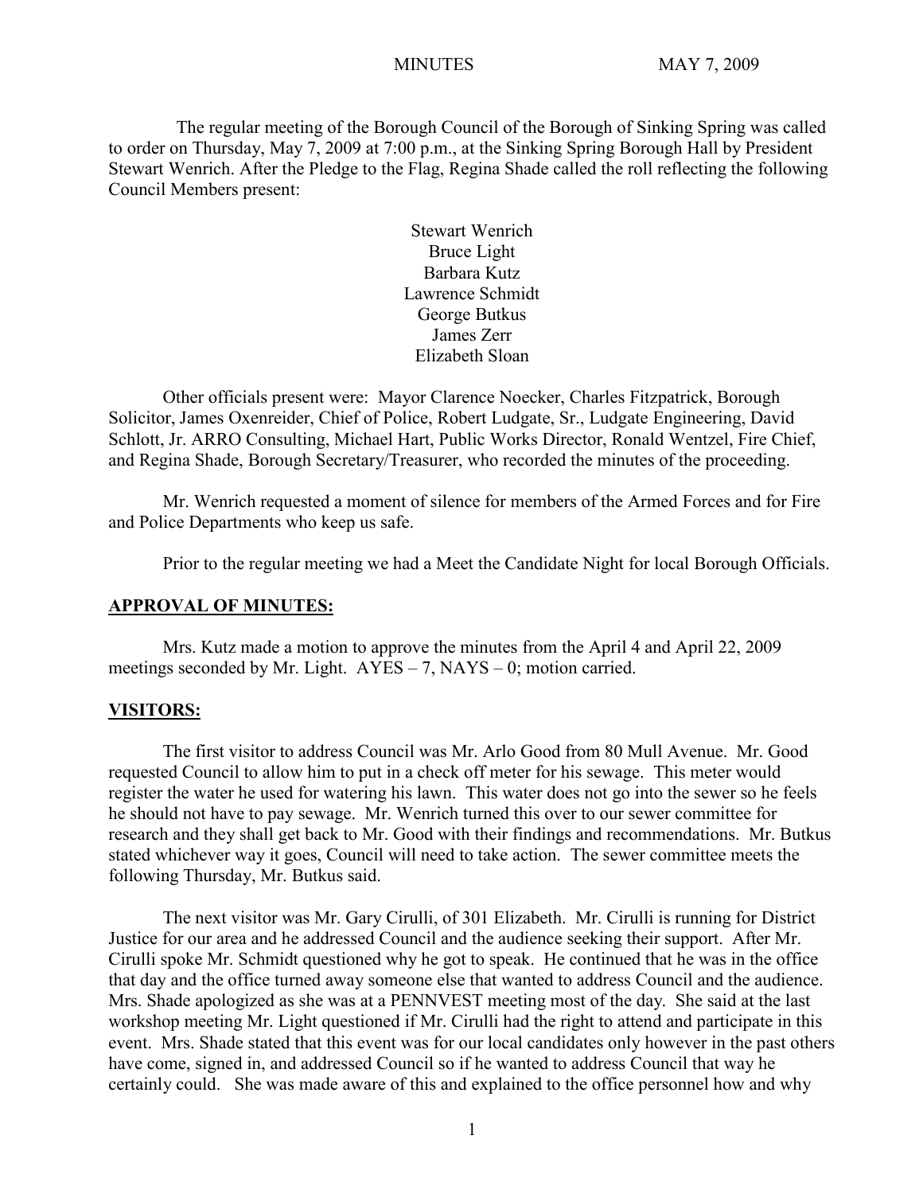MINUTES MAY 7, 2009

The regular meeting of the Borough Council of the Borough of Sinking Spring was called to order on Thursday, May 7, 2009 at 7:00 p.m., at the Sinking Spring Borough Hall by President Stewart Wenrich. After the Pledge to the Flag, Regina Shade called the roll reflecting the following Council Members present:

Stewart Wenrich  
Bruce Light  
Barbara Kutz  
Lawrence Schmidt  
George Butkus  
James Zerr  
Elizabeth Sloan

Other officials present were: Mayor Clarence Noecker, Charles Fitzpatrick, Borough Solicitor, James Oxenreider, Chief of Police, Robert Ludgate, Sr., Ludgate Engineering, David Schlott, Jr. ARRO Consulting, Michael Hart, Public Works Director, Ronald Wentzel, Fire Chief, and Regina Shade, Borough Secretary/Treasurer, who recorded the minutes of the proceeding.

Mr. Wenrich requested a moment of silence for members of the Armed Forces and for Fire and Police Departments who keep us safe.

Prior to the regular meeting we had a Meet the Candidate Night for local Borough Officials.

## APPROVAL OF MINUTES:

Mrs. Kutz made a motion to approve the minutes from the April 4 and April 22, 2009 meetings seconded by Mr. Light. AYES – 7, NAYS – 0; motion carried.

## VISITORS:

The first visitor to address Council was Mr. Arlo Good from 80 Mull Avenue. Mr. Good requested Council to allow him to put in a check off meter for his sewage. This meter would register the water he used for watering his lawn. This water does not go into the sewer so he feels he should not have to pay sewage. Mr. Wenrich turned this over to our sewer committee for research and they shall get back to Mr. Good with their findings and recommendations. Mr. Butkus stated whichever way it goes, Council will need to take action. The sewer committee meets the following Thursday, Mr. Butkus said.

The next visitor was Mr. Gary Cirulli, of 301 Elizabeth. Mr. Cirulli is running for District Justice for our area and he addressed Council and the audience seeking their support. After Mr. Cirulli spoke Mr. Schmidt questioned why he got to speak. He continued that he was in the office that day and the office turned away someone else that wanted to address Council and the audience. Mrs. Shade apologized as she was at a PENNVEST meeting most of the day. She said at the last workshop meeting Mr. Light questioned if Mr. Cirulli had the right to attend and participate in this event. Mrs. Shade stated that this event was for our local candidates only however in the past others have come, signed in, and addressed Council so if he wanted to address Council that way he certainly could. She was made aware of this and explained to the office personnel how and why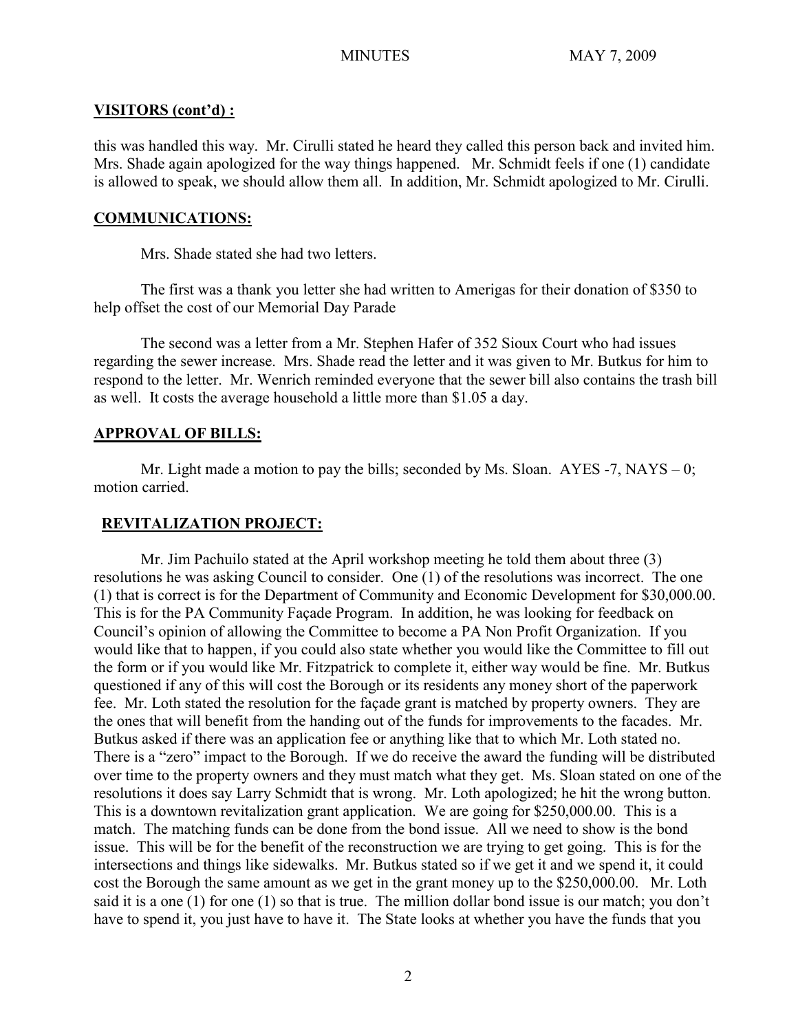## VISITORS (cont'd) :

this was handled this way. Mr. Cirulli stated he heard they called this person back and invited him. Mrs. Shade again apologized for the way things happened. Mr. Schmidt feels if one (1) candidate is allowed to speak, we should allow them all. In addition, Mr. Schmidt apologized to Mr. Cirulli.

## COMMUNICATIONS:

Mrs. Shade stated she had two letters.

The first was a thank you letter she had written to Amerigas for their donation of $350 to help offset the cost of our Memorial Day Parade

The second was a letter from a Mr. Stephen Hafer of 352 Sioux Court who had issues regarding the sewer increase. Mrs. Shade read the letter and it was given to Mr. Butkus for him to respond to the letter. Mr. Wenrich reminded everyone that the sewer bill also contains the trash bill as well. It costs the average household a little more than $1.05 a day.

## APPROVAL OF BILLS:

Mr. Light made a motion to pay the bills; seconded by Ms. Sloan. AYES -7, NAYS – 0; motion carried.

## REVITALIZATION PROJECT:

Mr. Jim Pachuilo stated at the April workshop meeting he told them about three (3) resolutions he was asking Council to consider. One (1) of the resolutions was incorrect. The one (1) that is correct is for the Department of Community and Economic Development for $30,000.00. This is for the PA Community Façade Program. In addition, he was looking for feedback on Council's opinion of allowing the Committee to become a PA Non Profit Organization. If you would like that to happen, if you could also state whether you would like the Committee to fill out the form or if you would like Mr. Fitzpatrick to complete it, either way would be fine. Mr. Butkus questioned if any of this will cost the Borough or its residents any money short of the paperwork fee. Mr. Loth stated the resolution for the façade grant is matched by property owners. They are the ones that will benefit from the handing out of the funds for improvements to the facades. Mr. Butkus asked if there was an application fee or anything like that to which Mr. Loth stated no. There is a "zero" impact to the Borough. If we do receive the award the funding will be distributed over time to the property owners and they must match what they get. Ms. Sloan stated on one of the resolutions it does say Larry Schmidt that is wrong. Mr. Loth apologized; he hit the wrong button. This is a downtown revitalization grant application. We are going for $250,000.00. This is a match. The matching funds can be done from the bond issue. All we need to show is the bond issue. This will be for the benefit of the reconstruction we are trying to get going. This is for the intersections and things like sidewalks. Mr. Butkus stated so if we get it and we spend it, it could cost the Borough the same amount as we get in the grant money up to the $250,000.00. Mr. Loth said it is a one (1) for one (1) so that is true. The million dollar bond issue is our match; you don't have to spend it, you just have to have it. The State looks at whether you have the funds that you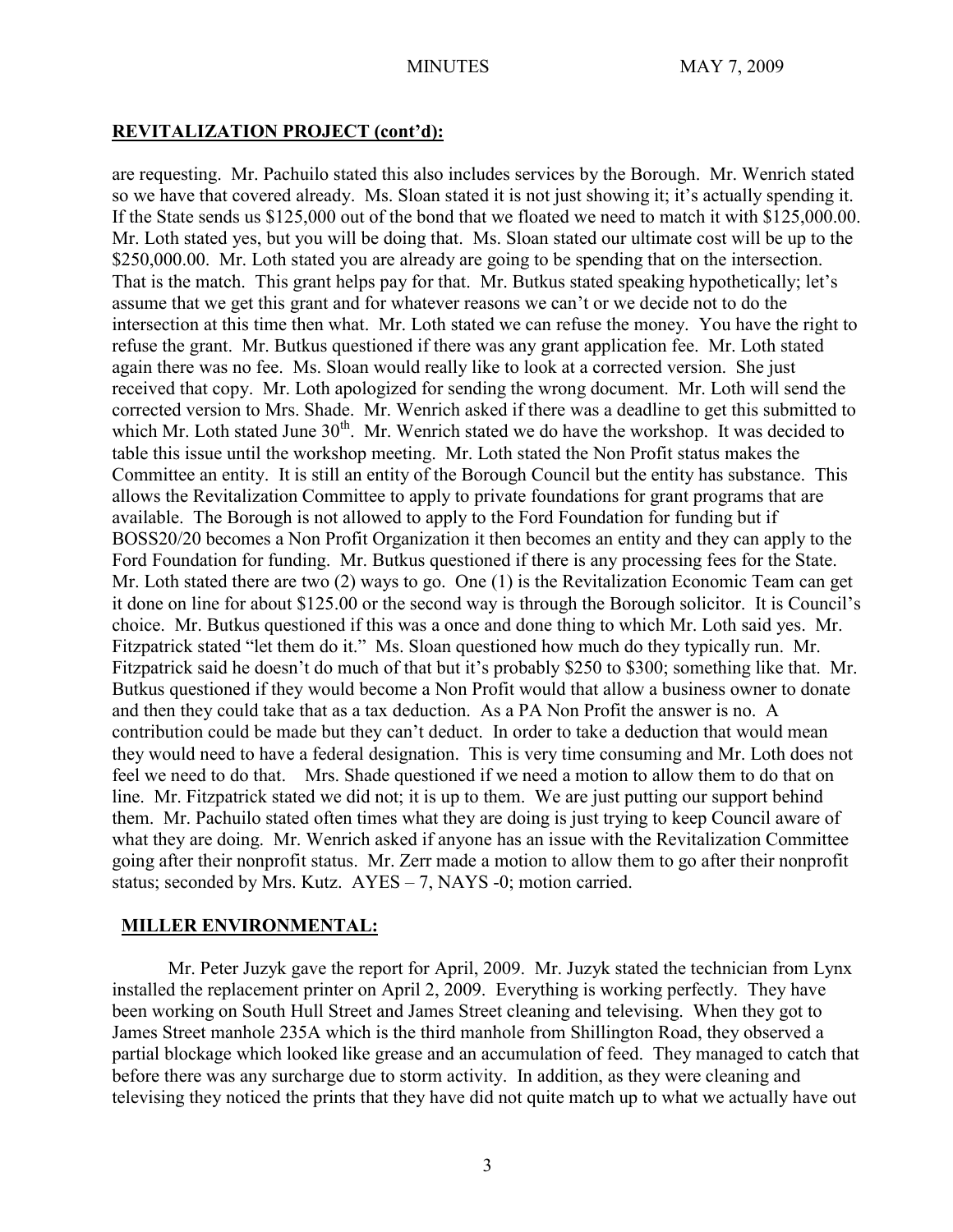## REVITALIZATION PROJECT (cont'd):

are requesting. Mr. Pachuilo stated this also includes services by the Borough. Mr. Wenrich stated so we have that covered already. Ms. Sloan stated it is not just showing it; it's actually spending it. If the State sends us $125,000 out of the bond that we floated we need to match it with $125,000.00. Mr. Loth stated yes, but you will be doing that. Ms. Sloan stated our ultimate cost will be up to the $250,000.00. Mr. Loth stated you are already are going to be spending that on the intersection. That is the match. This grant helps pay for that. Mr. Butkus stated speaking hypothetically; let's assume that we get this grant and for whatever reasons we can't or we decide not to do the intersection at this time then what. Mr. Loth stated we can refuse the money. You have the right to refuse the grant. Mr. Butkus questioned if there was any grant application fee. Mr. Loth stated again there was no fee. Ms. Sloan would really like to look at a corrected version. She just received that copy. Mr. Loth apologized for sending the wrong document. Mr. Loth will send the corrected version to Mrs. Shade. Mr. Wenrich asked if there was a deadline to get this submitted to which Mr. Loth stated June 30th. Mr. Wenrich stated we do have the workshop. It was decided to table this issue until the workshop meeting. Mr. Loth stated the Non Profit status makes the Committee an entity. It is still an entity of the Borough Council but the entity has substance. This allows the Revitalization Committee to apply to private foundations for grant programs that are available. The Borough is not allowed to apply to the Ford Foundation for funding but if BOSS20/20 becomes a Non Profit Organization it then becomes an entity and they can apply to the Ford Foundation for funding. Mr. Butkus questioned if there is any processing fees for the State. Mr. Loth stated there are two (2) ways to go. One (1) is the Revitalization Economic Team can get it done on line for about $125.00 or the second way is through the Borough solicitor. It is Council's choice. Mr. Butkus questioned if this was a once and done thing to which Mr. Loth said yes. Mr. Fitzpatrick stated "let them do it." Ms. Sloan questioned how much do they typically run. Mr. Fitzpatrick said he doesn't do much of that but it's probably $250 to $300; something like that. Mr. Butkus questioned if they would become a Non Profit would that allow a business owner to donate and then they could take that as a tax deduction. As a PA Non Profit the answer is no. A contribution could be made but they can't deduct. In order to take a deduction that would mean they would need to have a federal designation. This is very time consuming and Mr. Loth does not feel we need to do that. Mrs. Shade questioned if we need a motion to allow them to do that on line. Mr. Fitzpatrick stated we did not; it is up to them. We are just putting our support behind them. Mr. Pachuilo stated often times what they are doing is just trying to keep Council aware of what they are doing. Mr. Wenrich asked if anyone has an issue with the Revitalization Committee going after their nonprofit status. Mr. Zerr made a motion to allow them to go after their nonprofit status; seconded by Mrs. Kutz. AYES – 7, NAYS -0; motion carried.

## MILLER ENVIRONMENTAL:

Mr. Peter Juzyk gave the report for April, 2009. Mr. Juzyk stated the technician from Lynx installed the replacement printer on April 2, 2009. Everything is working perfectly. They have been working on South Hull Street and James Street cleaning and televising. When they got to James Street manhole 235A which is the third manhole from Shillington Road, they observed a partial blockage which looked like grease and an accumulation of feed. They managed to catch that before there was any surcharge due to storm activity. In addition, as they were cleaning and televising they noticed the prints that they have did not quite match up to what we actually have out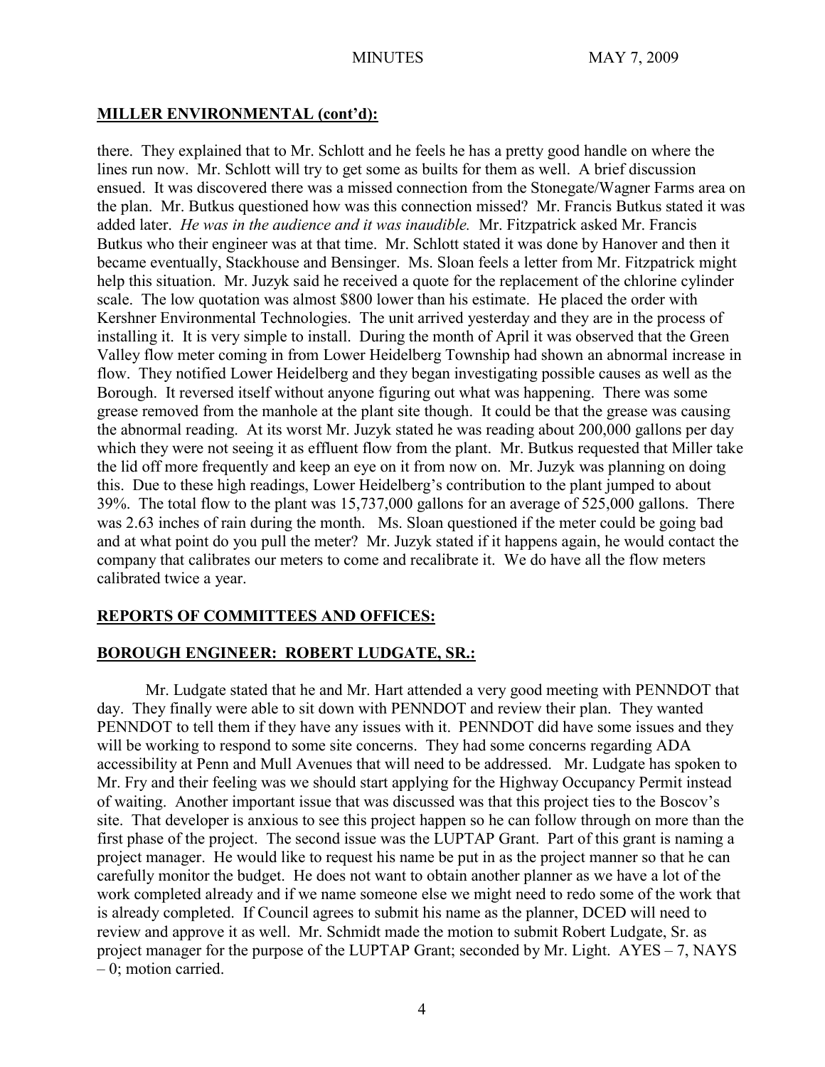## MILLER ENVIRONMENTAL (cont'd):

there. They explained that to Mr. Schlott and he feels he has a pretty good handle on where the lines run now. Mr. Schlott will try to get some as builts for them as well. A brief discussion ensued. It was discovered there was a missed connection from the Stonegate/Wagner Farms area on the plan. Mr. Butkus questioned how was this connection missed? Mr. Francis Butkus stated it was added later. *He was in the audience and it was inaudible.* Mr. Fitzpatrick asked Mr. Francis Butkus who their engineer was at that time. Mr. Schlott stated it was done by Hanover and then it became eventually, Stackhouse and Bensinger. Ms. Sloan feels a letter from Mr. Fitzpatrick might help this situation. Mr. Juzyk said he received a quote for the replacement of the chlorine cylinder scale. The low quotation was almost $800 lower than his estimate. He placed the order with Kershner Environmental Technologies. The unit arrived yesterday and they are in the process of installing it. It is very simple to install. During the month of April it was observed that the Green Valley flow meter coming in from Lower Heidelberg Township had shown an abnormal increase in flow. They notified Lower Heidelberg and they began investigating possible causes as well as the Borough. It reversed itself without anyone figuring out what was happening. There was some grease removed from the manhole at the plant site though. It could be that the grease was causing the abnormal reading. At its worst Mr. Juzyk stated he was reading about 200,000 gallons per day which they were not seeing it as effluent flow from the plant. Mr. Butkus requested that Miller take the lid off more frequently and keep an eye on it from now on. Mr. Juzyk was planning on doing this. Due to these high readings, Lower Heidelberg's contribution to the plant jumped to about 39%. The total flow to the plant was 15,737,000 gallons for an average of 525,000 gallons. There was 2.63 inches of rain during the month. Ms. Sloan questioned if the meter could be going bad and at what point do you pull the meter? Mr. Juzyk stated if it happens again, he would contact the company that calibrates our meters to come and recalibrate it. We do have all the flow meters calibrated twice a year.

## REPORTS OF COMMITTEES AND OFFICES:

## BOROUGH ENGINEER: ROBERT LUDGATE, SR.:

Mr. Ludgate stated that he and Mr. Hart attended a very good meeting with PENNDOT that day. They finally were able to sit down with PENNDOT and review their plan. They wanted PENNDOT to tell them if they have any issues with it. PENNDOT did have some issues and they will be working to respond to some site concerns. They had some concerns regarding ADA accessibility at Penn and Mull Avenues that will need to be addressed. Mr. Ludgate has spoken to Mr. Fry and their feeling was we should start applying for the Highway Occupancy Permit instead of waiting. Another important issue that was discussed was that this project ties to the Boscov's site. That developer is anxious to see this project happen so he can follow through on more than the first phase of the project. The second issue was the LUPTAP Grant. Part of this grant is naming a project manager. He would like to request his name be put in as the project manner so that he can carefully monitor the budget. He does not want to obtain another planner as we have a lot of the work completed already and if we name someone else we might need to redo some of the work that is already completed. If Council agrees to submit his name as the planner, DCED will need to review and approve it as well. Mr. Schmidt made the motion to submit Robert Ludgate, Sr. as project manager for the purpose of the LUPTAP Grant; seconded by Mr. Light. AYES – 7, NAYS – 0; motion carried.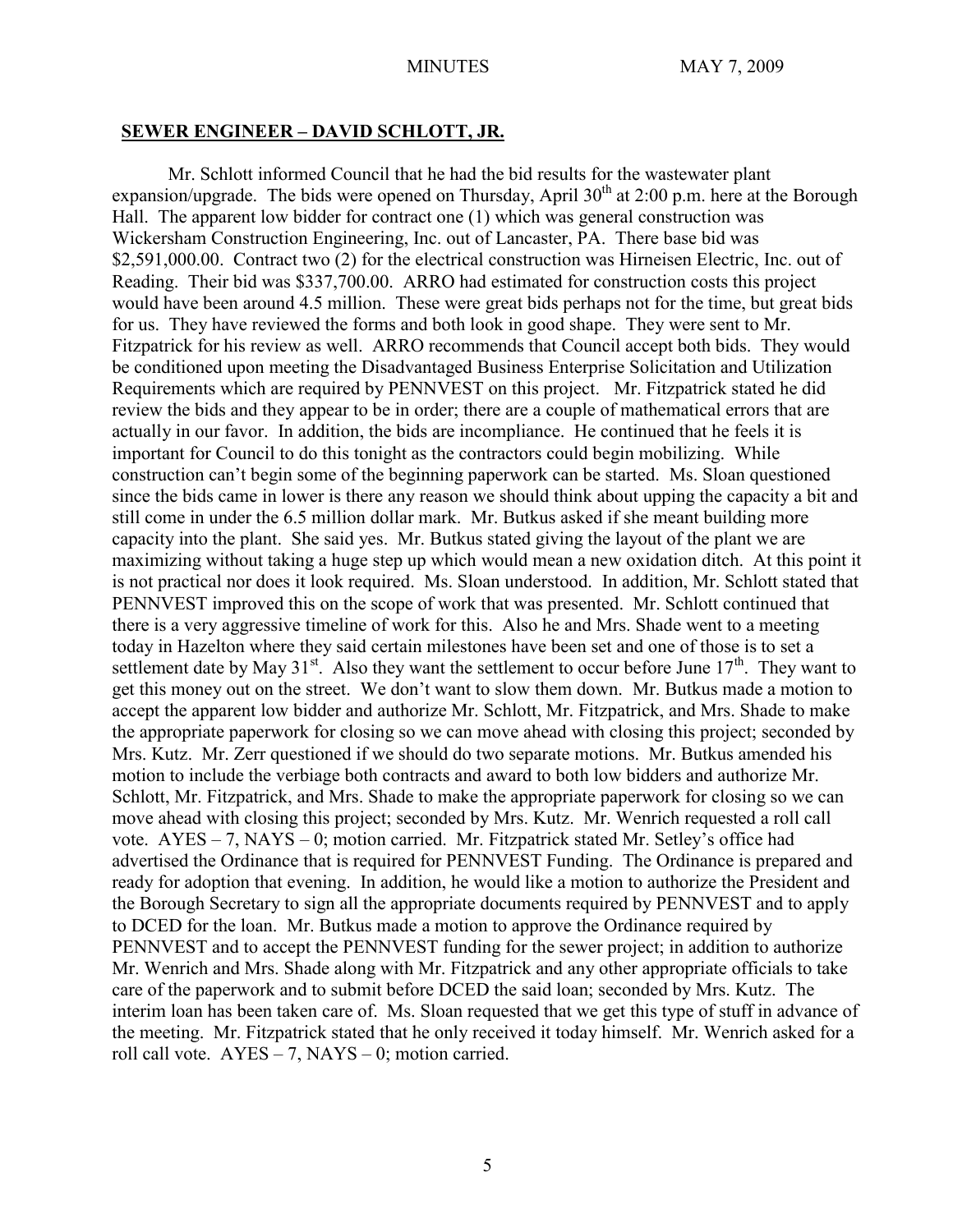## **SEWER ENGINEER – DAVID SCHLOTT, JR.**

Mr. Schlott informed Council that he had the bid results for the wastewater plant expansion/upgrade. The bids were opened on Thursday, April 30th at 2:00 p.m. here at the Borough Hall. The apparent low bidder for contract one (1) which was general construction was Wickersham Construction Engineering, Inc. out of Lancaster, PA. There base bid was $2,591,000.00. Contract two (2) for the electrical construction was Hirneisen Electric, Inc. out of Reading. Their bid was $337,700.00. ARRO had estimated for construction costs this project would have been around 4.5 million. These were great bids perhaps not for the time, but great bids for us. They have reviewed the forms and both look in good shape. They were sent to Mr. Fitzpatrick for his review as well. ARRO recommends that Council accept both bids. They would be conditioned upon meeting the Disadvantaged Business Enterprise Solicitation and Utilization Requirements which are required by PENNVEST on this project. Mr. Fitzpatrick stated he did review the bids and they appear to be in order; there are a couple of mathematical errors that are actually in our favor. In addition, the bids are incompliance. He continued that he feels it is important for Council to do this tonight as the contractors could begin mobilizing. While construction can't begin some of the beginning paperwork can be started. Ms. Sloan questioned since the bids came in lower is there any reason we should think about upping the capacity a bit and still come in under the 6.5 million dollar mark. Mr. Butkus asked if she meant building more capacity into the plant. She said yes. Mr. Butkus stated giving the layout of the plant we are maximizing without taking a huge step up which would mean a new oxidation ditch. At this point it is not practical nor does it look required. Ms. Sloan understood. In addition, Mr. Schlott stated that PENNVEST improved this on the scope of work that was presented. Mr. Schlott continued that there is a very aggressive timeline of work for this. Also he and Mrs. Shade went to a meeting today in Hazelton where they said certain milestones have been set and one of those is to set a settlement date by May 31st. Also they want the settlement to occur before June 17th. They want to get this money out on the street. We don't want to slow them down. Mr. Butkus made a motion to accept the apparent low bidder and authorize Mr. Schlott, Mr. Fitzpatrick, and Mrs. Shade to make the appropriate paperwork for closing so we can move ahead with closing this project; seconded by Mrs. Kutz. Mr. Zerr questioned if we should do two separate motions. Mr. Butkus amended his motion to include the verbiage both contracts and award to both low bidders and authorize Mr. Schlott, Mr. Fitzpatrick, and Mrs. Shade to make the appropriate paperwork for closing so we can move ahead with closing this project; seconded by Mrs. Kutz. Mr. Wenrich requested a roll call vote. AYES – 7, NAYS – 0; motion carried. Mr. Fitzpatrick stated Mr. Setley's office had advertised the Ordinance that is required for PENNVEST Funding. The Ordinance is prepared and ready for adoption that evening. In addition, he would like a motion to authorize the President and the Borough Secretary to sign all the appropriate documents required by PENNVEST and to apply to DCED for the loan. Mr. Butkus made a motion to approve the Ordinance required by PENNVEST and to accept the PENNVEST funding for the sewer project; in addition to authorize Mr. Wenrich and Mrs. Shade along with Mr. Fitzpatrick and any other appropriate officials to take care of the paperwork and to submit before DCED the said loan; seconded by Mrs. Kutz. The interim loan has been taken care of. Ms. Sloan requested that we get this type of stuff in advance of the meeting. Mr. Fitzpatrick stated that he only received it today himself. Mr. Wenrich asked for a roll call vote. AYES – 7, NAYS – 0; motion carried.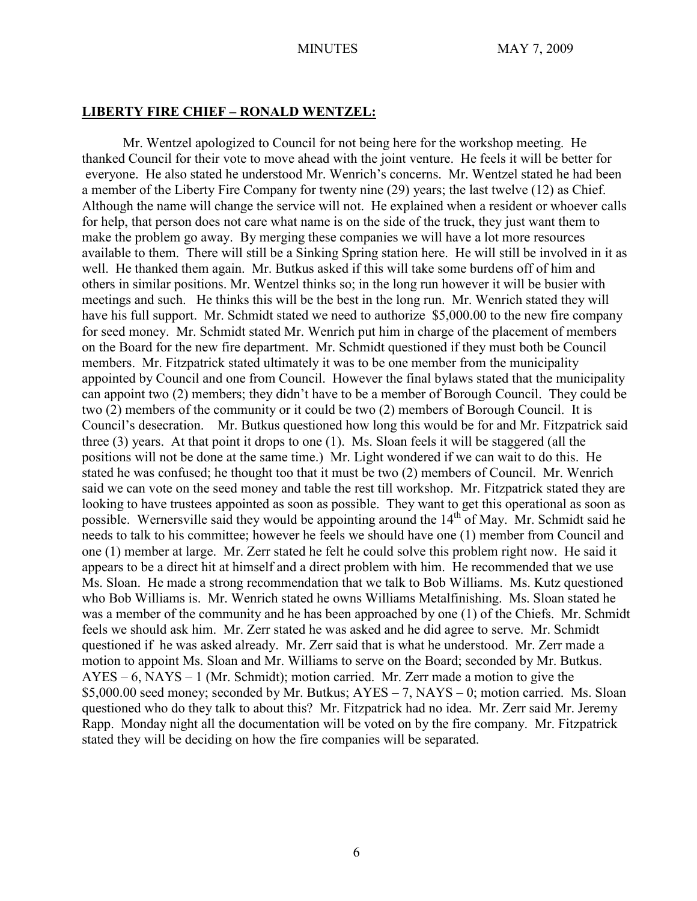**LIBERTY FIRE CHIEF – RONALD WENTZEL:**

Mr. Wentzel apologized to Council for not being here for the workshop meeting. He thanked Council for their vote to move ahead with the joint venture. He feels it will be better for everyone. He also stated he understood Mr. Wenrich's concerns. Mr. Wentzel stated he had been a member of the Liberty Fire Company for twenty nine (29) years; the last twelve (12) as Chief. Although the name will change the service will not. He explained when a resident or whoever calls for help, that person does not care what name is on the side of the truck, they just want them to make the problem go away. By merging these companies we will have a lot more resources available to them. There will still be a Sinking Spring station here. He will still be involved in it as well. He thanked them again. Mr. Butkus asked if this will take some burdens off of him and others in similar positions. Mr. Wentzel thinks so; in the long run however it will be busier with meetings and such. He thinks this will be the best in the long run. Mr. Wenrich stated they will have his full support. Mr. Schmidt stated we need to authorize $5,000.00 to the new fire company for seed money. Mr. Schmidt stated Mr. Wenrich put him in charge of the placement of members on the Board for the new fire department. Mr. Schmidt questioned if they must both be Council members. Mr. Fitzpatrick stated ultimately it was to be one member from the municipality appointed by Council and one from Council. However the final bylaws stated that the municipality can appoint two (2) members; they didn't have to be a member of Borough Council. They could be two (2) members of the community or it could be two (2) members of Borough Council. It is Council's desecration. Mr. Butkus questioned how long this would be for and Mr. Fitzpatrick said three (3) years. At that point it drops to one (1). Ms. Sloan feels it will be staggered (all the positions will not be done at the same time.) Mr. Light wondered if we can wait to do this. He stated he was confused; he thought too that it must be two (2) members of Council. Mr. Wenrich said we can vote on the seed money and table the rest till workshop. Mr. Fitzpatrick stated they are looking to have trustees appointed as soon as possible. They want to get this operational as soon as possible. Wernersville said they would be appointing around the 14th of May. Mr. Schmidt said he needs to talk to his committee; however he feels we should have one (1) member from Council and one (1) member at large. Mr. Zerr stated he felt he could solve this problem right now. He said it appears to be a direct hit at himself and a direct problem with him. He recommended that we use Ms. Sloan. He made a strong recommendation that we talk to Bob Williams. Ms. Kutz questioned who Bob Williams is. Mr. Wenrich stated he owns Williams Metalfinishing. Ms. Sloan stated he was a member of the community and he has been approached by one (1) of the Chiefs. Mr. Schmidt feels we should ask him. Mr. Zerr stated he was asked and he did agree to serve. Mr. Schmidt questioned if he was asked already. Mr. Zerr said that is what he understood. Mr. Zerr made a motion to appoint Ms. Sloan and Mr. Williams to serve on the Board; seconded by Mr. Butkus. AYES – 6, NAYS – 1 (Mr. Schmidt); motion carried. Mr. Zerr made a motion to give the $5,000.00 seed money; seconded by Mr. Butkus; AYES – 7, NAYS – 0; motion carried. Ms. Sloan questioned who do they talk to about this? Mr. Fitzpatrick had no idea. Mr. Zerr said Mr. Jeremy Rapp. Monday night all the documentation will be voted on by the fire company. Mr. Fitzpatrick stated they will be deciding on how the fire companies will be separated.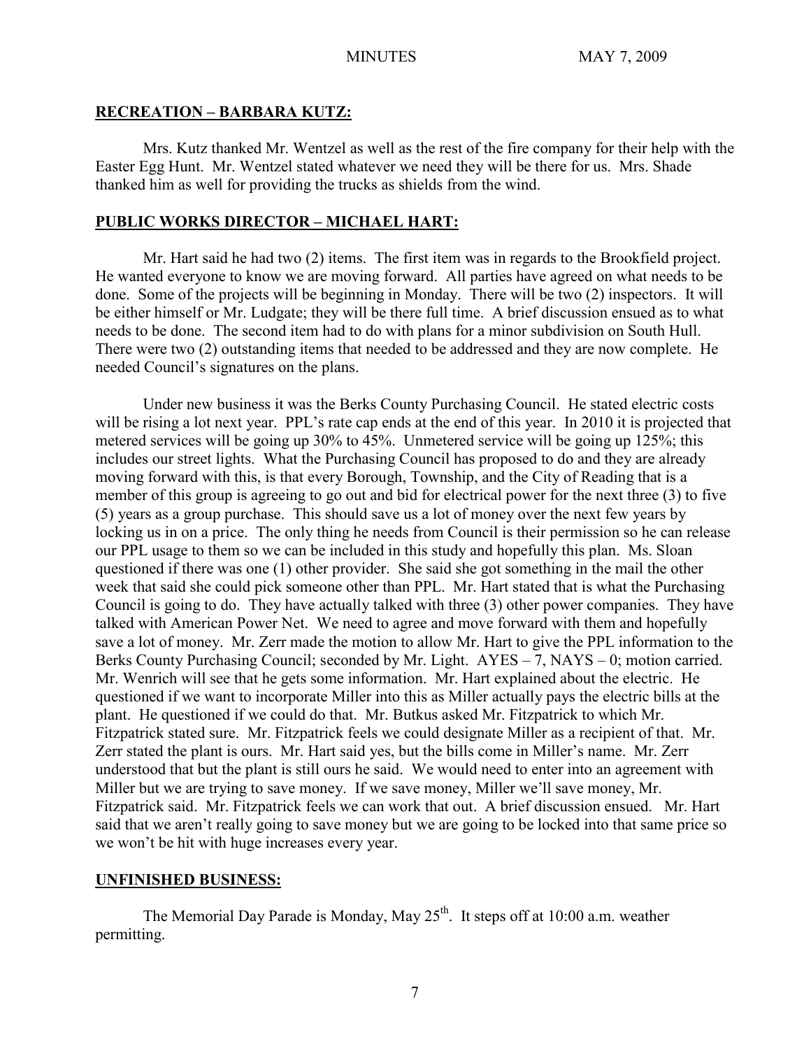## RECREATION – BARBARA KUTZ:

Mrs. Kutz thanked Mr. Wentzel as well as the rest of the fire company for their help with the Easter Egg Hunt. Mr. Wentzel stated whatever we need they will be there for us. Mrs. Shade thanked him as well for providing the trucks as shields from the wind.

## PUBLIC WORKS DIRECTOR – MICHAEL HART:

Mr. Hart said he had two (2) items. The first item was in regards to the Brookfield project. He wanted everyone to know we are moving forward. All parties have agreed on what needs to be done. Some of the projects will be beginning in Monday. There will be two (2) inspectors. It will be either himself or Mr. Ludgate; they will be there full time. A brief discussion ensued as to what needs to be done. The second item had to do with plans for a minor subdivision on South Hull. There were two (2) outstanding items that needed to be addressed and they are now complete. He needed Council's signatures on the plans.

Under new business it was the Berks County Purchasing Council. He stated electric costs will be rising a lot next year. PPL's rate cap ends at the end of this year. In 2010 it is projected that metered services will be going up 30% to 45%. Unmetered service will be going up 125%; this includes our street lights. What the Purchasing Council has proposed to do and they are already moving forward with this, is that every Borough, Township, and the City of Reading that is a member of this group is agreeing to go out and bid for electrical power for the next three (3) to five (5) years as a group purchase. This should save us a lot of money over the next few years by locking us in on a price. The only thing he needs from Council is their permission so he can release our PPL usage to them so we can be included in this study and hopefully this plan. Ms. Sloan questioned if there was one (1) other provider. She said she got something in the mail the other week that said she could pick someone other than PPL. Mr. Hart stated that is what the Purchasing Council is going to do. They have actually talked with three (3) other power companies. They have talked with American Power Net. We need to agree and move forward with them and hopefully save a lot of money. Mr. Zerr made the motion to allow Mr. Hart to give the PPL information to the Berks County Purchasing Council; seconded by Mr. Light. AYES – 7, NAYS – 0; motion carried. Mr. Wenrich will see that he gets some information. Mr. Hart explained about the electric. He questioned if we want to incorporate Miller into this as Miller actually pays the electric bills at the plant. He questioned if we could do that. Mr. Butkus asked Mr. Fitzpatrick to which Mr. Fitzpatrick stated sure. Mr. Fitzpatrick feels we could designate Miller as a recipient of that. Mr. Zerr stated the plant is ours. Mr. Hart said yes, but the bills come in Miller's name. Mr. Zerr understood that but the plant is still ours he said. We would need to enter into an agreement with Miller but we are trying to save money. If we save money, Miller we'll save money, Mr. Fitzpatrick said. Mr. Fitzpatrick feels we can work that out. A brief discussion ensued. Mr. Hart said that we aren't really going to save money but we are going to be locked into that same price so we won't be hit with huge increases every year.

## UNFINISHED BUSINESS:

The Memorial Day Parade is Monday, May 25th. It steps off at 10:00 a.m. weather permitting.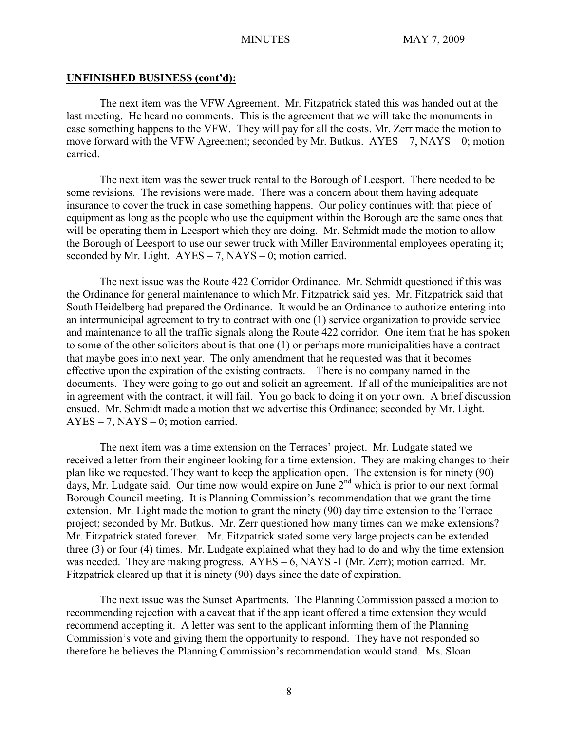**UNFINISHED BUSINESS (cont'd):**

The next item was the VFW Agreement. Mr. Fitzpatrick stated this was handed out at the last meeting. He heard no comments. This is the agreement that we will take the monuments in case something happens to the VFW. They will pay for all the costs. Mr. Zerr made the motion to move forward with the VFW Agreement; seconded by Mr. Butkus. AYES – 7, NAYS – 0; motion carried.

The next item was the sewer truck rental to the Borough of Leesport. There needed to be some revisions. The revisions were made. There was a concern about them having adequate insurance to cover the truck in case something happens. Our policy continues with that piece of equipment as long as the people who use the equipment within the Borough are the same ones that will be operating them in Leesport which they are doing. Mr. Schmidt made the motion to allow the Borough of Leesport to use our sewer truck with Miller Environmental employees operating it; seconded by Mr. Light. AYES – 7, NAYS – 0; motion carried.

The next issue was the Route 422 Corridor Ordinance. Mr. Schmidt questioned if this was the Ordinance for general maintenance to which Mr. Fitzpatrick said yes. Mr. Fitzpatrick said that South Heidelberg had prepared the Ordinance. It would be an Ordinance to authorize entering into an intermunicipal agreement to try to contract with one (1) service organization to provide service and maintenance to all the traffic signals along the Route 422 corridor. One item that he has spoken to some of the other solicitors about is that one (1) or perhaps more municipalities have a contract that maybe goes into next year. The only amendment that he requested was that it becomes effective upon the expiration of the existing contracts. There is no company named in the documents. They were going to go out and solicit an agreement. If all of the municipalities are not in agreement with the contract, it will fail. You go back to doing it on your own. A brief discussion ensued. Mr. Schmidt made a motion that we advertise this Ordinance; seconded by Mr. Light. AYES – 7, NAYS – 0; motion carried.

The next item was a time extension on the Terraces' project. Mr. Ludgate stated we received a letter from their engineer looking for a time extension. They are making changes to their plan like we requested. They want to keep the application open. The extension is for ninety (90) days, Mr. Ludgate said. Our time now would expire on June 2nd which is prior to our next formal Borough Council meeting. It is Planning Commission's recommendation that we grant the time extension. Mr. Light made the motion to grant the ninety (90) day time extension to the Terrace project; seconded by Mr. Butkus. Mr. Zerr questioned how many times can we make extensions? Mr. Fitzpatrick stated forever. Mr. Fitzpatrick stated some very large projects can be extended three (3) or four (4) times. Mr. Ludgate explained what they had to do and why the time extension was needed. They are making progress. AYES – 6, NAYS -1 (Mr. Zerr); motion carried. Mr. Fitzpatrick cleared up that it is ninety (90) days since the date of expiration.

The next issue was the Sunset Apartments. The Planning Commission passed a motion to recommending rejection with a caveat that if the applicant offered a time extension they would recommend accepting it. A letter was sent to the applicant informing them of the Planning Commission's vote and giving them the opportunity to respond. They have not responded so therefore he believes the Planning Commission's recommendation would stand. Ms. Sloan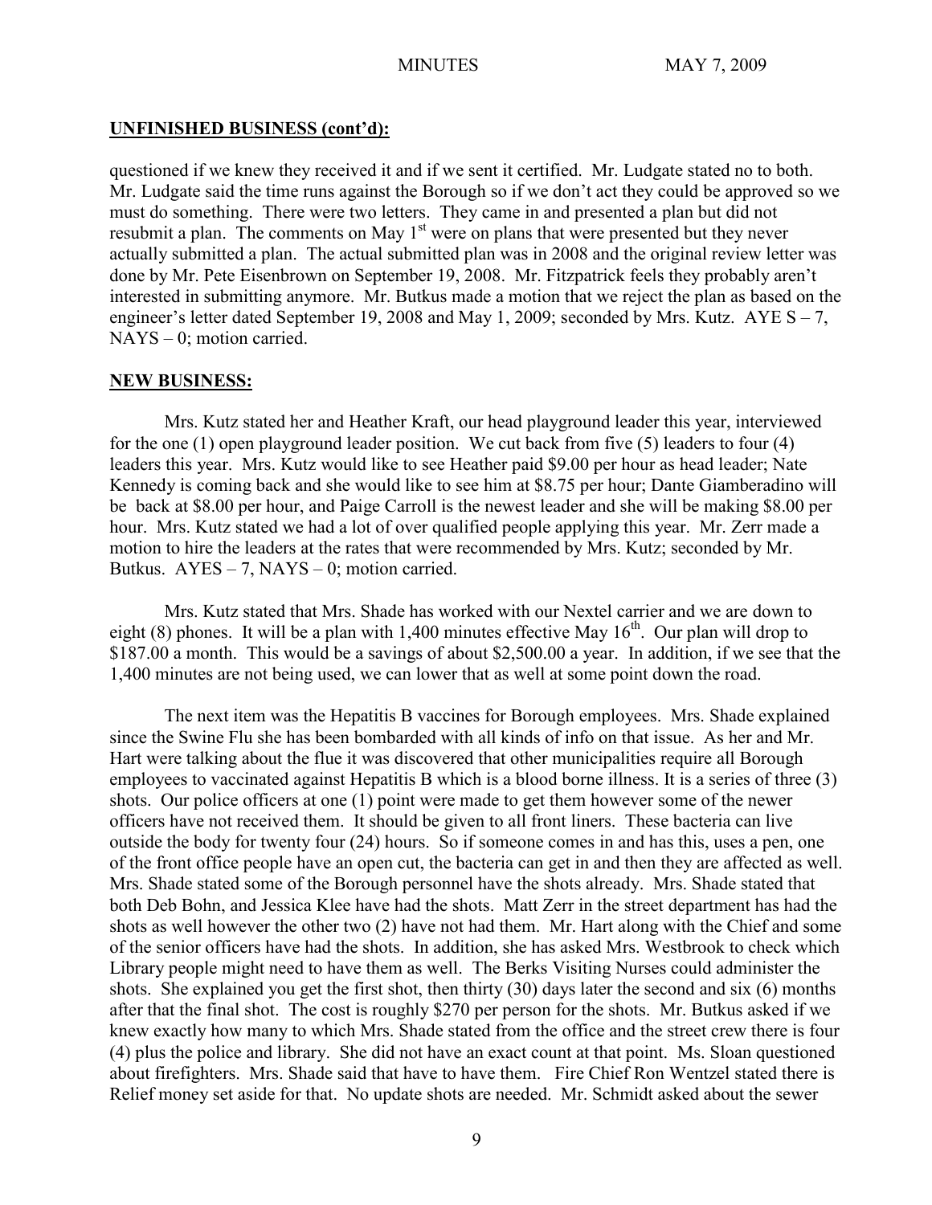**UNFINISHED BUSINESS (cont'd):**

questioned if we knew they received it and if we sent it certified. Mr. Ludgate stated no to both. Mr. Ludgate said the time runs against the Borough so if we don't act they could be approved so we must do something. There were two letters. They came in and presented a plan but did not resubmit a plan. The comments on May 1st were on plans that were presented but they never actually submitted a plan. The actual submitted plan was in 2008 and the original review letter was done by Mr. Pete Eisenbrown on September 19, 2008. Mr. Fitzpatrick feels they probably aren't interested in submitting anymore. Mr. Butkus made a motion that we reject the plan as based on the engineer's letter dated September 19, 2008 and May 1, 2009; seconded by Mrs. Kutz. AYE S – 7, NAYS – 0; motion carried.

**NEW BUSINESS:**

Mrs. Kutz stated her and Heather Kraft, our head playground leader this year, interviewed for the one (1) open playground leader position. We cut back from five (5) leaders to four (4) leaders this year. Mrs. Kutz would like to see Heather paid $9.00 per hour as head leader; Nate Kennedy is coming back and she would like to see him at $8.75 per hour; Dante Giamberadino will be back at $8.00 per hour, and Paige Carroll is the newest leader and she will be making $8.00 per hour. Mrs. Kutz stated we had a lot of over qualified people applying this year. Mr. Zerr made a motion to hire the leaders at the rates that were recommended by Mrs. Kutz; seconded by Mr. Butkus. AYES – 7, NAYS – 0; motion carried.

Mrs. Kutz stated that Mrs. Shade has worked with our Nextel carrier and we are down to eight (8) phones. It will be a plan with 1,400 minutes effective May 16th. Our plan will drop to $187.00 a month. This would be a savings of about $2,500.00 a year. In addition, if we see that the 1,400 minutes are not being used, we can lower that as well at some point down the road.

The next item was the Hepatitis B vaccines for Borough employees. Mrs. Shade explained since the Swine Flu she has been bombarded with all kinds of info on that issue. As her and Mr. Hart were talking about the flue it was discovered that other municipalities require all Borough employees to vaccinated against Hepatitis B which is a blood borne illness. It is a series of three (3) shots. Our police officers at one (1) point were made to get them however some of the newer officers have not received them. It should be given to all front liners. These bacteria can live outside the body for twenty four (24) hours. So if someone comes in and has this, uses a pen, one of the front office people have an open cut, the bacteria can get in and then they are affected as well. Mrs. Shade stated some of the Borough personnel have the shots already. Mrs. Shade stated that both Deb Bohn, and Jessica Klee have had the shots. Matt Zerr in the street department has had the shots as well however the other two (2) have not had them. Mr. Hart along with the Chief and some of the senior officers have had the shots. In addition, she has asked Mrs. Westbrook to check which Library people might need to have them as well. The Berks Visiting Nurses could administer the shots. She explained you get the first shot, then thirty (30) days later the second and six (6) months after that the final shot. The cost is roughly $270 per person for the shots. Mr. Butkus asked if we knew exactly how many to which Mrs. Shade stated from the office and the street crew there is four (4) plus the police and library. She did not have an exact count at that point. Ms. Sloan questioned about firefighters. Mrs. Shade said that have to have them. Fire Chief Ron Wentzel stated there is Relief money set aside for that. No update shots are needed. Mr. Schmidt asked about the sewer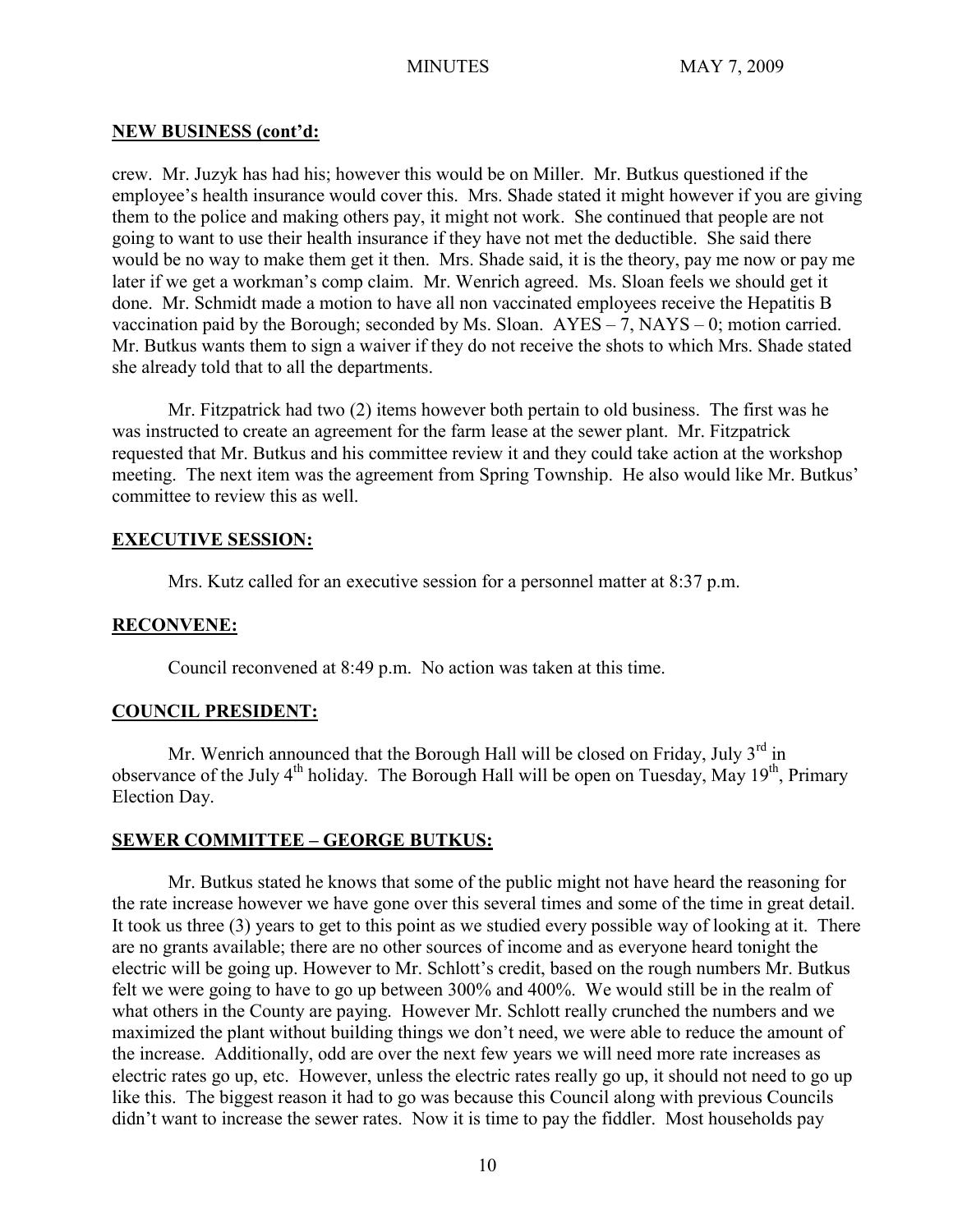## NEW BUSINESS (cont'd:

crew. Mr. Juzyk has had his; however this would be on Miller. Mr. Butkus questioned if the employee's health insurance would cover this. Mrs. Shade stated it might however if you are giving them to the police and making others pay, it might not work. She continued that people are not going to want to use their health insurance if they have not met the deductible. She said there would be no way to make them get it then. Mrs. Shade said, it is the theory, pay me now or pay me later if we get a workman's comp claim. Mr. Wenrich agreed. Ms. Sloan feels we should get it done. Mr. Schmidt made a motion to have all non vaccinated employees receive the Hepatitis B vaccination paid by the Borough; seconded by Ms. Sloan. AYES – 7, NAYS – 0; motion carried. Mr. Butkus wants them to sign a waiver if they do not receive the shots to which Mrs. Shade stated she already told that to all the departments.

Mr. Fitzpatrick had two (2) items however both pertain to old business. The first was he was instructed to create an agreement for the farm lease at the sewer plant. Mr. Fitzpatrick requested that Mr. Butkus and his committee review it and they could take action at the workshop meeting. The next item was the agreement from Spring Township. He also would like Mr. Butkus' committee to review this as well.

## EXECUTIVE SESSION:

Mrs. Kutz called for an executive session for a personnel matter at 8:37 p.m.

## RECONVENE:

Council reconvened at 8:49 p.m. No action was taken at this time.

## COUNCIL PRESIDENT:

Mr. Wenrich announced that the Borough Hall will be closed on Friday, July 3rd in observance of the July 4th holiday. The Borough Hall will be open on Tuesday, May 19th, Primary Election Day.

## SEWER COMMITTEE – GEORGE BUTKUS:

Mr. Butkus stated he knows that some of the public might not have heard the reasoning for the rate increase however we have gone over this several times and some of the time in great detail. It took us three (3) years to get to this point as we studied every possible way of looking at it. There are no grants available; there are no other sources of income and as everyone heard tonight the electric will be going up. However to Mr. Schlott's credit, based on the rough numbers Mr. Butkus felt we were going to have to go up between 300% and 400%. We would still be in the realm of what others in the County are paying. However Mr. Schlott really crunched the numbers and we maximized the plant without building things we don't need, we were able to reduce the amount of the increase. Additionally, odd are over the next few years we will need more rate increases as electric rates go up, etc. However, unless the electric rates really go up, it should not need to go up like this. The biggest reason it had to go was because this Council along with previous Councils didn't want to increase the sewer rates. Now it is time to pay the fiddler. Most households pay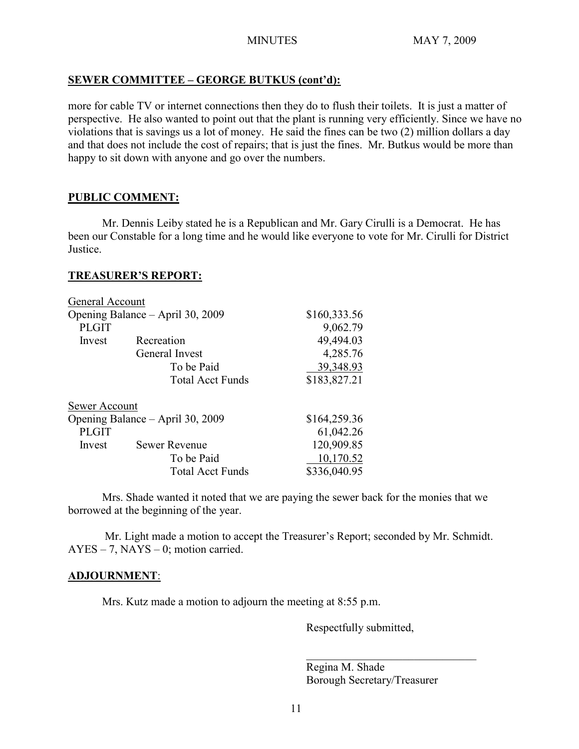## SEWER COMMITTEE – GEORGE BUTKUS (cont'd):

more for cable TV or internet connections then they do to flush their toilets. It is just a matter of perspective. He also wanted to point out that the plant is running very efficiently. Since we have no violations that is savings us a lot of money. He said the fines can be two (2) million dollars a day and that does not include the cost of repairs; that is just the fines. Mr. Butkus would be more than happy to sit down with anyone and go over the numbers.

## PUBLIC COMMENT:

Mr. Dennis Leiby stated he is a Republican and Mr. Gary Cirulli is a Democrat. He has been our Constable for a long time and he would like everyone to vote for Mr. Cirulli for District Justice.

## TREASURER'S REPORT:

| | | |
|---|---|---|
| General Account | | |
| Opening Balance – April 30, 2009 | | $160,333.56 |
| PLGIT | | 9,062.79 |
| Invest | Recreation | 49,494.03 |
| | General Invest | 4,285.76 |
| | To be Paid | 39,348.93 |
| | Total Acct Funds | $183,827.21 |
| Sewer Account | | |
| Opening Balance – April 30, 2009 | | $164,259.36 |
| PLGIT | | 61,042.26 |
| Invest | Sewer Revenue | 120,909.85 |
| | To be Paid | 10,170.52 |
| | Total Acct Funds | $336,040.95 |

Mrs. Shade wanted it noted that we are paying the sewer back for the monies that we borrowed at the beginning of the year.

Mr. Light made a motion to accept the Treasurer's Report; seconded by Mr. Schmidt. AYES – 7, NAYS – 0; motion carried.

## ADJOURNMENT:

Mrs. Kutz made a motion to adjourn the meeting at 8:55 p.m.

Respectfully submitted,

Regina M. Shade
Borough Secretary/Treasurer